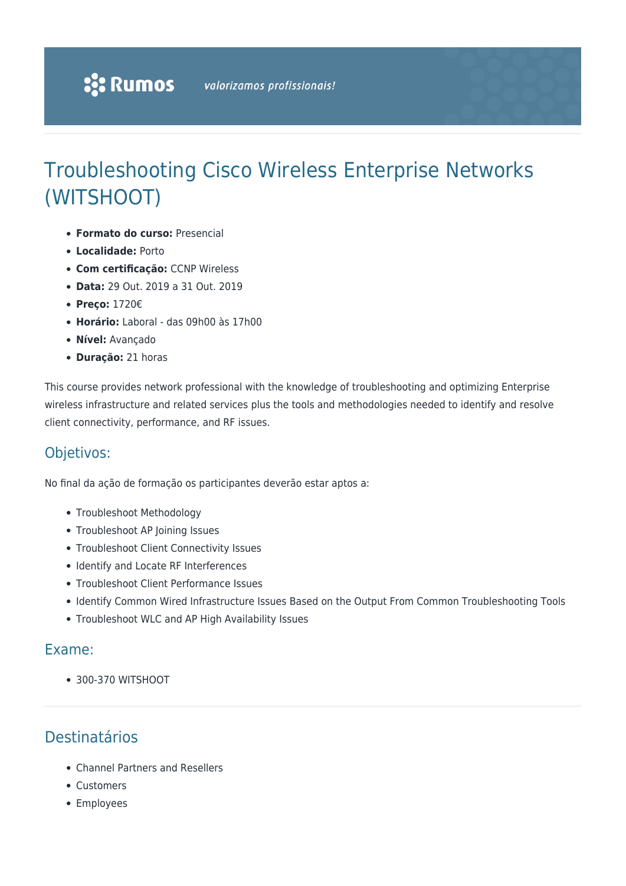# Troubleshooting Cisco Wireless Enterprise Networks (WITSHOOT)

- **Formato do curso:** Presencial
- **Localidade:** Porto
- **Com certificação:** CCNP Wireless
- **Data:** 29 Out. 2019 a 31 Out. 2019
- **Preço:** 1720€
- **Horário:** Laboral - das 09h00 às 17h00
- **Nível:** Avançado
- **Duração:** 21 horas

This course provides network professional with the knowledge of troubleshooting and optimizing Enterprise wireless infrastructure and related services plus the tools and methodologies needed to identify and resolve client connectivity, performance, and RF issues.

## Objetivos:

No final da ação de formação os participantes deverão estar aptos a:

- Troubleshoot Methodology
- Troubleshoot AP Joining Issues
- Troubleshoot Client Connectivity Issues
- Identify and Locate RF Interferences
- Troubleshoot Client Performance Issues
- Identify Common Wired Infrastructure Issues Based on the Output From Common Troubleshooting Tools
- Troubleshoot WLC and AP High Availability Issues

## Exame:

- 300-370 WITSHOOT

## Destinatários

- Channel Partners and Resellers
- Customers
- Employees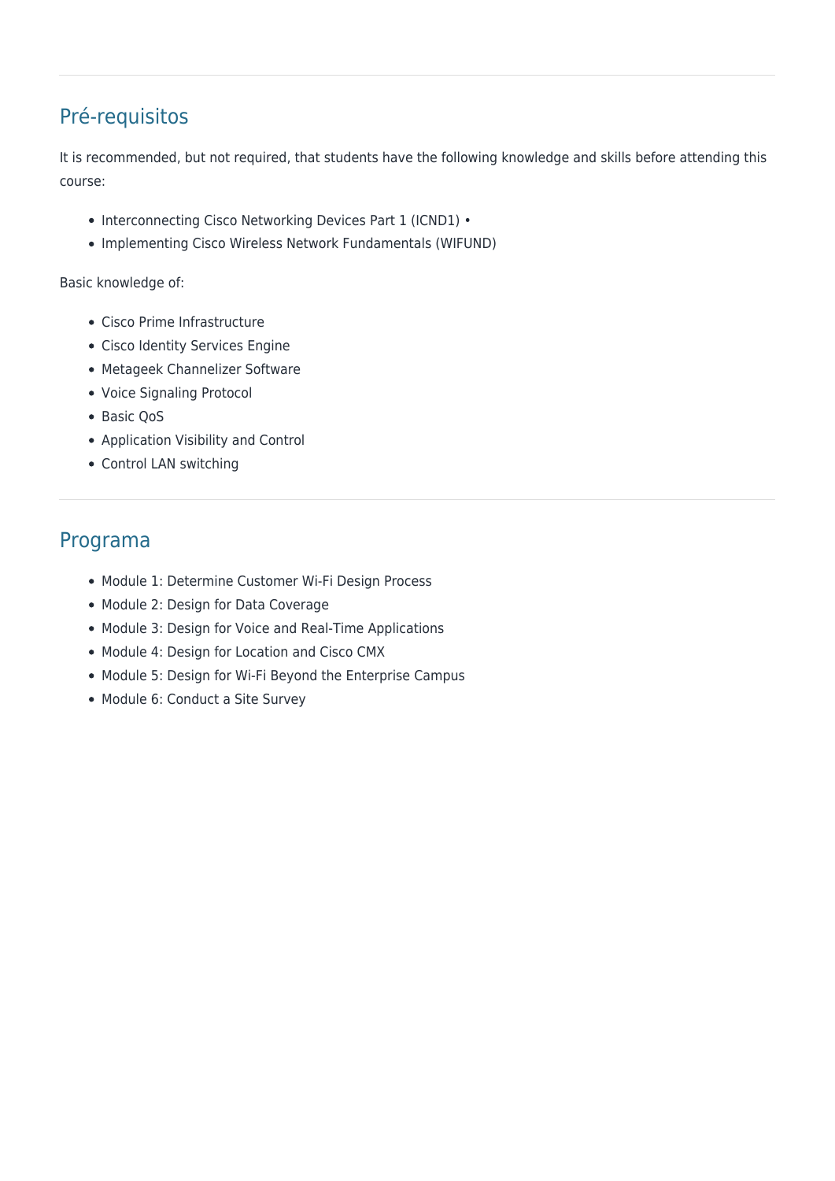## Pré-requisitos

It is recommended, but not required, that students have the following knowledge and skills before attending this course:

- Interconnecting Cisco Networking Devices Part 1 (ICND1) •
- Implementing Cisco Wireless Network Fundamentals (WIFUND)

Basic knowledge of:

- Cisco Prime Infrastructure
- Cisco Identity Services Engine
- Metageek Channelizer Software
- Voice Signaling Protocol
- Basic QoS
- Application Visibility and Control
- Control LAN switching

## Programa

- Module 1: Determine Customer Wi-Fi Design Process
- Module 2: Design for Data Coverage
- Module 3: Design for Voice and Real-Time Applications
- Module 4: Design for Location and Cisco CMX
- Module 5: Design for Wi-Fi Beyond the Enterprise Campus
- Module 6: Conduct a Site Survey